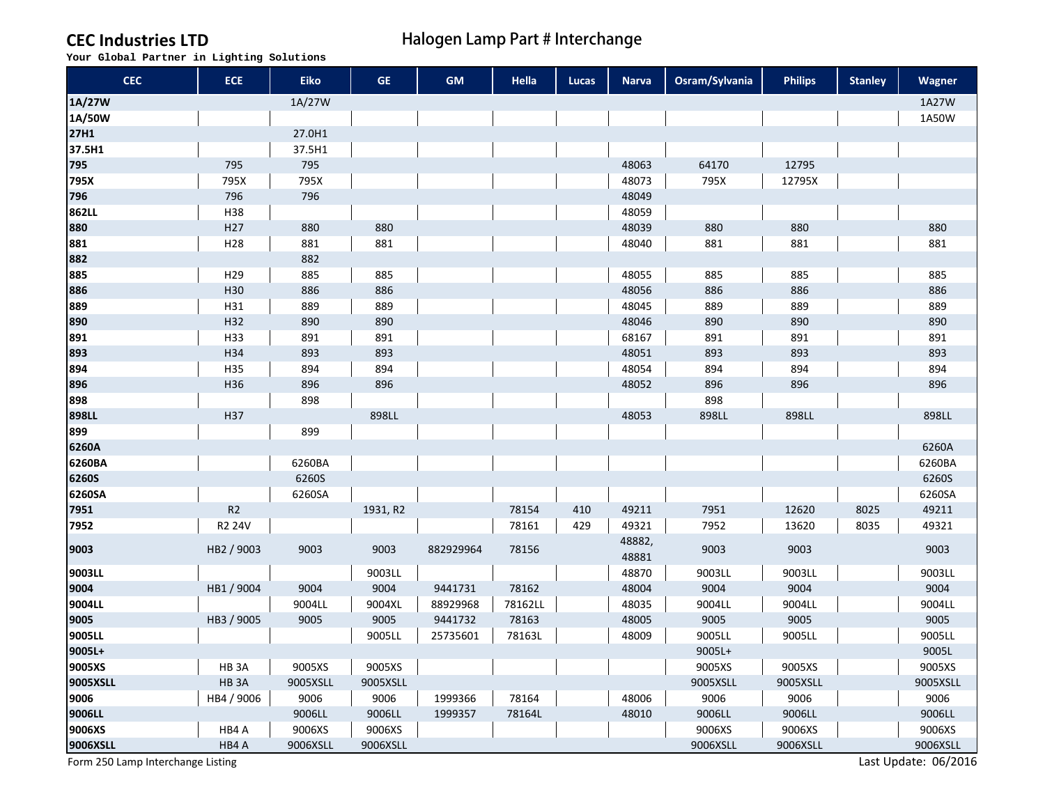# CEC Industries LTD

Your Global Partner in Lighting Solutions

## Halogen Lamp Part # Interchange

| CEC | ECE | Eiko | GE | GM | Hella | Lucas | Narva | Osram/Sylvania | Philips | Stanley | Wagner |
|---|---|---|---|---|---|---|---|---|---|---|---|
| **1A/27W** | | 1A/27W | | | | | | | | | 1A27W |
| **1A/50W** | | | | | | | | | | | 1A50W |
| **27H1** | | 27.0H1 | | | | | | | | | |
| **37.5H1** | | 37.5H1 | | | | | | | | | |
| **795** | 795 | 795 | | | | | 48063 | 64170 | 12795 | | |
| **795X** | 795X | 795X | | | | | 48073 | 795X | 12795X | | |
| **796** | 796 | 796 | | | | | 48049 | | | | |
| **862LL** | H38 | | | | | | 48059 | | | | |
| **880** | H27 | 880 | 880 | | | | 48039 | 880 | 880 | | 880 |
| **881** | H28 | 881 | 881 | | | | 48040 | 881 | 881 | | 881 |
| **882** | | 882 | | | | | | | | | |
| **885** | H29 | 885 | 885 | | | | 48055 | 885 | 885 | | 885 |
| **886** | H30 | 886 | 886 | | | | 48056 | 886 | 886 | | 886 |
| **889** | H31 | 889 | 889 | | | | 48045 | 889 | 889 | | 889 |
| **890** | H32 | 890 | 890 | | | | 48046 | 890 | 890 | | 890 |
| **891** | H33 | 891 | 891 | | | | 68167 | 891 | 891 | | 891 |
| **893** | H34 | 893 | 893 | | | | 48051 | 893 | 893 | | 893 |
| **894** | H35 | 894 | 894 | | | | 48054 | 894 | 894 | | 894 |
| **896** | H36 | 896 | 896 | | | | 48052 | 896 | 896 | | 896 |
| **898** | | 898 | | | | | | 898 | | | |
| **898LL** | H37 | | 898LL | | | | 48053 | 898LL | 898LL | | 898LL |
| **899** | | 899 | | | | | | | | | |
| **6260A** | | | | | | | | | | | 6260A |
| **6260BA** | | 6260BA | | | | | | | | | 6260BA |
| **6260S** | | 6260S | | | | | | | | | 6260S |
| **6260SA** | | 6260SA | | | | | | | | | 6260SA |
| **7951** | R2 | | 1931, R2 | | 78154 | 410 | 49211 | 7951 | 12620 | 8025 | 49211 |
| **7952** | R2 24V | | | | 78161 | 429 | 49321 | 7952 | 13620 | 8035 | 49321 |
| **9003** | HB2 / 9003 | 9003 | 9003 | 882929964 | 78156 | | 48882, 48881 | 9003 | 9003 | | 9003 |
| **9003LL** | | | 9003LL | | | | 48870 | 9003LL | 9003LL | | 9003LL |
| **9004** | HB1 / 9004 | 9004 | 9004 | 9441731 | 78162 | | 48004 | 9004 | 9004 | | 9004 |
| **9004LL** | | 9004LL | 9004XL | 88929968 | 78162LL | | 48035 | 9004LL | 9004LL | | 9004LL |
| **9005** | HB3 / 9005 | 9005 | 9005 | 9441732 | 78163 | | 48005 | 9005 | 9005 | | 9005 |
| **9005LL** | | | 9005LL | 25735601 | 78163L | | 48009 | 9005LL | 9005LL | | 9005LL |
| **9005L+** | | | | | | | | 9005L+ | | | 9005L |
| **9005XS** | HB 3A | 9005XS | 9005XS | | | | | 9005XS | 9005XS | | 9005XS |
| **9005XSLL** | HB 3A | 9005XSLL | 9005XSLL | | | | | 9005XSLL | 9005XSLL | | 9005XSLL |
| **9006** | HB4 / 9006 | 9006 | 9006 | 1999366 | 78164 | | 48006 | 9006 | 9006 | | 9006 |
| **9006LL** | | 9006LL | 9006LL | 1999357 | 78164L | | 48010 | 9006LL | 9006LL | | 9006LL |
| **9006XS** | HB4 A | 9006XS | 9006XS | | | | | 9006XS | 9006XS | | 9006XS |
| **9006XSLL** | HB4 A | 9006XSLL | 9006XSLL | | | | | 9006XSLL | 9006XSLL | | 9006XSLL |

Form 250 Lamp Interchange Listing

Last Update: 06/2016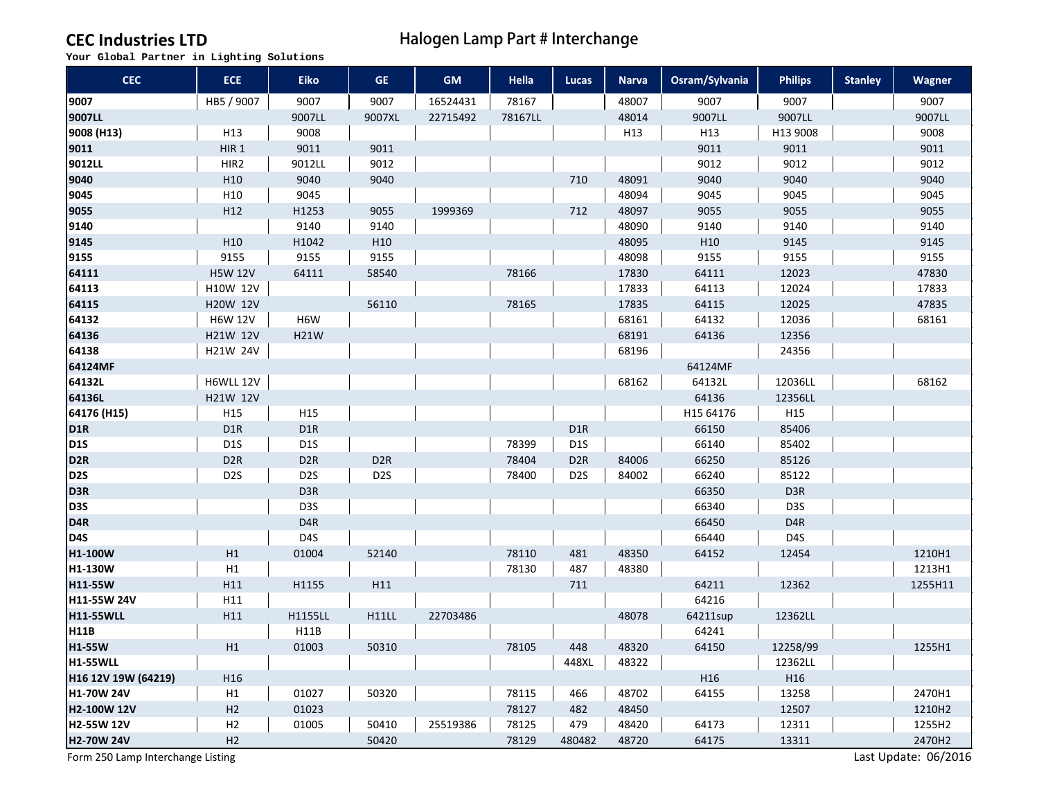**CEC Industries LTD**

Your Global Partner in Lighting Solutions

## Halogen Lamp Part # Interchange

| CEC | ECE | Eiko | GE | GM | Hella | Lucas | Narva | Osram/Sylvania | Philips | Stanley | Wagner |
|---|---|---|---|---|---|---|---|---|---|---|---|
| **9007** | HB5 / 9007 | 9007 | 9007 | 16524431 | 78167 | | 48007 | 9007 | 9007 | | 9007 |
| **9007LL** | | 9007LL | 9007XL | 22715492 | 78167LL | | 48014 | 9007LL | 9007LL | | 9007LL |
| **9008 (H13)** | H13 | 9008 | | | | | H13 | H13 | H13 9008 | | 9008 |
| **9011** | HIR 1 | 9011 | 9011 | | | | | 9011 | 9011 | | 9011 |
| **9012LL** | HIR2 | 9012LL | 9012 | | | | | 9012 | 9012 | | 9012 |
| **9040** | H10 | 9040 | 9040 | | | 710 | 48091 | 9040 | 9040 | | 9040 |
| **9045** | H10 | 9045 | | | | | 48094 | 9045 | 9045 | | 9045 |
| **9055** | H12 | H1253 | 9055 | 1999369 | | 712 | 48097 | 9055 | 9055 | | 9055 |
| **9140** | | 9140 | 9140 | | | | 48090 | 9140 | 9140 | | 9140 |
| **9145** | H10 | H1042 | H10 | | | | 48095 | H10 | 9145 | | 9145 |
| **9155** | 9155 | 9155 | 9155 | | | | 48098 | 9155 | 9155 | | 9155 |
| **64111** | H5W 12V | 64111 | 58540 | | 78166 | | 17830 | 64111 | 12023 | | 47830 |
| **64113** | H10W 12V | | | | | | 17833 | 64113 | 12024 | | 17833 |
| **64115** | H20W 12V | | 56110 | | 78165 | | 17835 | 64115 | 12025 | | 47835 |
| **64132** | H6W 12V | H6W | | | | | 68161 | 64132 | 12036 | | 68161 |
| **64136** | H21W 12V | H21W | | | | | 68191 | 64136 | 12356 | | |
| **64138** | H21W 24V | | | | | | 68196 | | 24356 | | |
| **64124MF** | | | | | | | | 64124MF | | | |
| **64132L** | H6WLL 12V | | | | | | 68162 | 64132L | 12036LL | | 68162 |
| **64136L** | H21W 12V | | | | | | | 64136 | 12356LL | | |
| **64176 (H15)** | H15 | H15 | | | | | | H15 64176 | H15 | | |
| **D1R** | D1R | D1R | | | | D1R | | 66150 | 85406 | | |
| **D1S** | D1S | D1S | | | 78399 | D1S | | 66140 | 85402 | | |
| **D2R** | D2R | D2R | D2R | | 78404 | D2R | 84006 | 66250 | 85126 | | |
| **D2S** | D2S | D2S | D2S | | 78400 | D2S | 84002 | 66240 | 85122 | | |
| **D3R** | | D3R | | | | | | 66350 | D3R | | |
| **D3S** | | D3S | | | | | | 66340 | D3S | | |
| **D4R** | | D4R | | | | | | 66450 | D4R | | |
| **D4S** | | D4S | | | | | | 66440 | D4S | | |
| **H1-100W** | H1 | 01004 | 52140 | | 78110 | 481 | 48350 | 64152 | 12454 | | 1210H1 |
| **H1-130W** | H1 | | | | 78130 | 487 | 48380 | | | | 1213H1 |
| **H11-55W** | H11 | H1155 | H11 | | | 711 | | 64211 | 12362 | | 1255H11 |
| **H11-55W 24V** | H11 | | | | | | | 64216 | | | |
| **H11-55WLL** | H11 | H1155LL | H11LL | 22703486 | | | 48078 | 64211sup | 12362LL | | |
| **H11B** | | H11B | | | | | | 64241 | | | |
| **H1-55W** | H1 | 01003 | 50310 | | 78105 | 448 | 48320 | 64150 | 12258/99 | | 1255H1 |
| **H1-55WLL** | | | | | | 448XL | 48322 | | 12362LL | | |
| **H16 12V 19W (64219)** | H16 | | | | | | | H16 | H16 | | |
| **H1-70W 24V** | H1 | 01027 | 50320 | | 78115 | 466 | 48702 | 64155 | 13258 | | 2470H1 |
| **H2-100W 12V** | H2 | 01023 | | | 78127 | 482 | 48450 | | 12507 | | 1210H2 |
| **H2-55W 12V** | H2 | 01005 | 50410 | 25519386 | 78125 | 479 | 48420 | 64173 | 12311 | | 1255H2 |
| **H2-70W 24V** | H2 | | 50420 | | 78129 | 480482 | 48720 | 64175 | 13311 | | 2470H2 |

Form 250 Lamp Interchange Listing

Last Update: 06/2016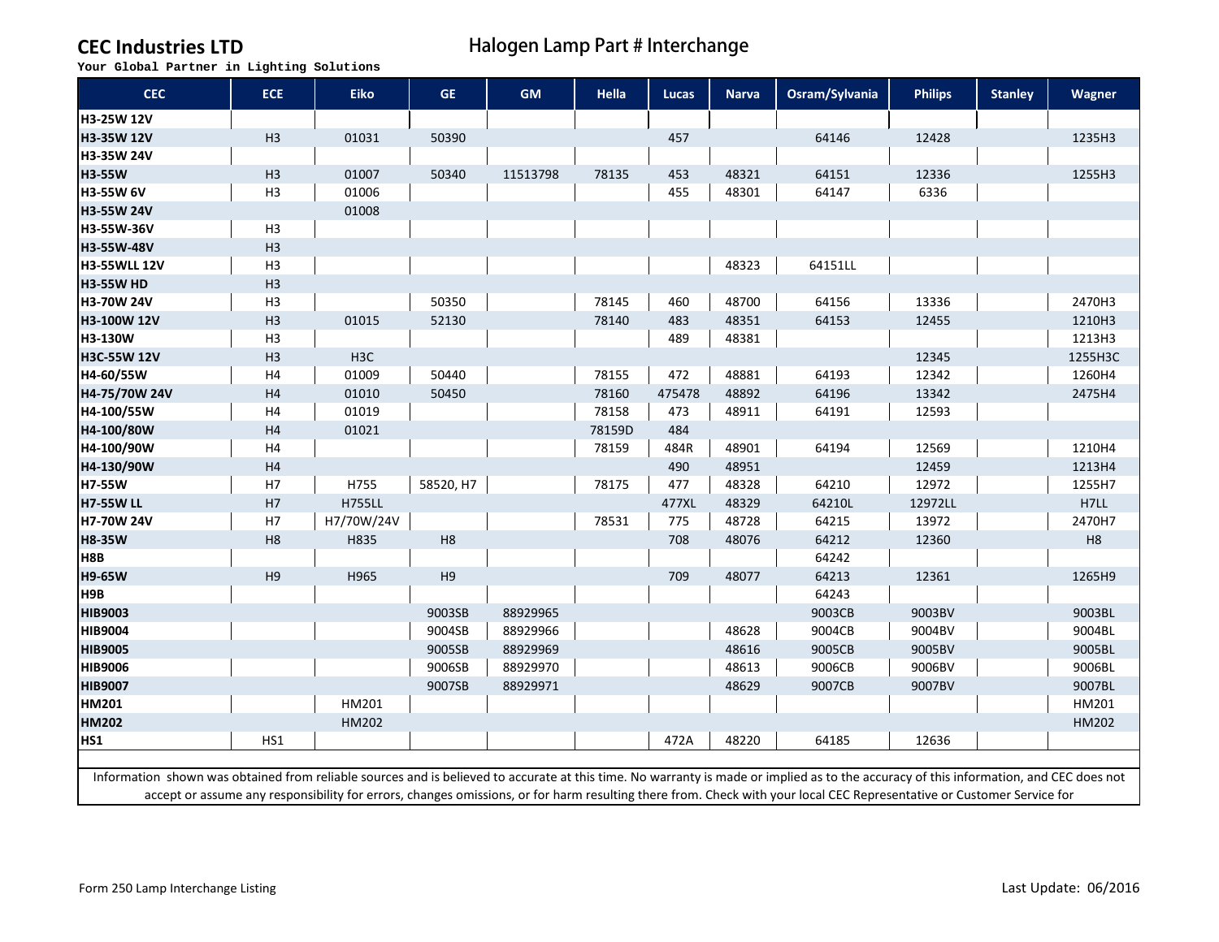**CEC Industries LTD**

Your Global Partner in Lighting Solutions

# Halogen Lamp Part # Interchange

| CEC | ECE | Eiko | GE | GM | Hella | Lucas | Narva | Osram/Sylvania | Philips | Stanley | Wagner |
|---|---|---|---|---|---|---|---|---|---|---|---|
| H3-25W 12V | | | | | | | | | | | |
| H3-35W 12V | H3 | 01031 | 50390 | | | 457 | | 64146 | 12428 | | 1235H3 |
| H3-35W 24V | | | | | | | | | | | |
| H3-55W | H3 | 01007 | 50340 | 11513798 | 78135 | 453 | 48321 | 64151 | 12336 | | 1255H3 |
| H3-55W 6V | H3 | 01006 | | | | 455 | 48301 | 64147 | 6336 | | |
| H3-55W 24V | | 01008 | | | | | | | | | |
| H3-55W-36V | H3 | | | | | | | | | | |
| H3-55W-48V | H3 | | | | | | | | | | |
| H3-55WLL 12V | H3 | | | | | | 48323 | 64151LL | | | |
| H3-55W HD | H3 | | | | | | | | | | |
| H3-70W 24V | H3 | | 50350 | | 78145 | 460 | 48700 | 64156 | 13336 | | 2470H3 |
| H3-100W 12V | H3 | 01015 | 52130 | | 78140 | 483 | 48351 | 64153 | 12455 | | 1210H3 |
| H3-130W | H3 | | | | | 489 | 48381 | | | | 1213H3 |
| H3C-55W 12V | H3 | H3C | | | | | | | 12345 | | 1255H3C |
| H4-60/55W | H4 | 01009 | 50440 | | 78155 | 472 | 48881 | 64193 | 12342 | | 1260H4 |
| H4-75/70W 24V | H4 | 01010 | 50450 | | 78160 | 475478 | 48892 | 64196 | 13342 | | 2475H4 |
| H4-100/55W | H4 | 01019 | | | 78158 | 473 | 48911 | 64191 | 12593 | | |
| H4-100/80W | H4 | 01021 | | | 78159D | 484 | | | | | |
| H4-100/90W | H4 | | | | 78159 | 484R | 48901 | 64194 | 12569 | | 1210H4 |
| H4-130/90W | H4 | | | | | 490 | 48951 | | 12459 | | 1213H4 |
| H7-55W | H7 | H755 | 58520, H7 | | 78175 | 477 | 48328 | 64210 | 12972 | | 1255H7 |
| H7-55W LL | H7 | H755LL | | | | 477XL | 48329 | 64210L | 12972LL | | H7LL |
| H7-70W 24V | H7 | H7/70W/24V | | | 78531 | 775 | 48728 | 64215 | 13972 | | 2470H7 |
| H8-35W | H8 | H835 | H8 | | | 708 | 48076 | 64212 | 12360 | | H8 |
| H8B | | | | | | | | 64242 | | | |
| H9-65W | H9 | H965 | H9 | | | 709 | 48077 | 64213 | 12361 | | 1265H9 |
| H9B | | | | | | | | 64243 | | | |
| HIB9003 | | | 9003SB | 88929965 | | | | 9003CB | 9003BV | | 9003BL |
| HIB9004 | | | 9004SB | 88929966 | | | 48628 | 9004CB | 9004BV | | 9004BL |
| HIB9005 | | | 9005SB | 88929969 | | | 48616 | 9005CB | 9005BV | | 9005BL |
| HIB9006 | | | 9006SB | 88929970 | | | 48613 | 9006CB | 9006BV | | 9006BL |
| HIB9007 | | | 9007SB | 88929971 | | | 48629 | 9007CB | 9007BV | | 9007BL |
| HM201 | | HM201 | | | | | | | | | HM201 |
| HM202 | | HM202 | | | | | | | | | HM202 |
| HS1 | HS1 | | | | | 472A | 48220 | 64185 | 12636 | | |

Information shown was obtained from reliable sources and is believed to accurate at this time. No warranty is made or implied as to the accuracy of this information, and CEC does not accept or assume any responsibility for errors, changes omissions, or for harm resulting there from. Check with your local CEC Representative or Customer Service for

Form 250 Lamp Interchange Listing

Last Update: 06/2016